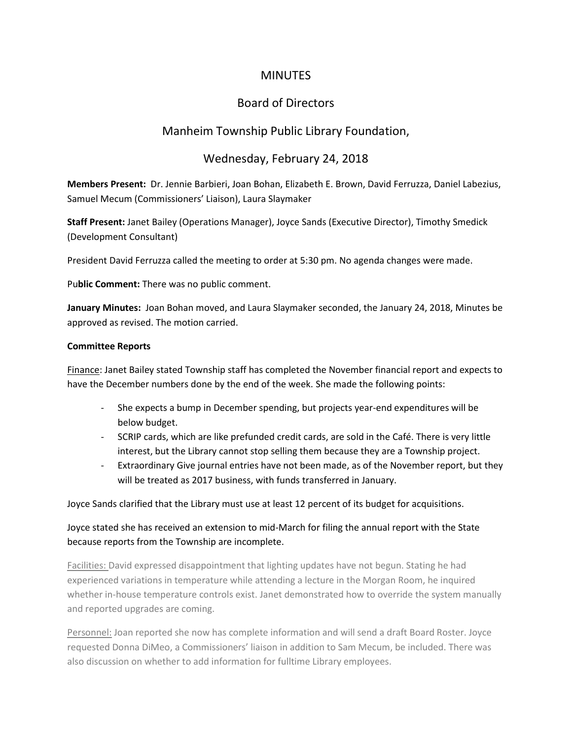# MINUTES

## Board of Directors

## Manheim Township Public Library Foundation,

## Wednesday, February 24, 2018

**Members Present:** Dr. Jennie Barbieri, Joan Bohan, Elizabeth E. Brown, David Ferruzza, Daniel Labezius, Samuel Mecum (Commissioners' Liaison), Laura Slaymaker

**Staff Present:** Janet Bailey (Operations Manager), Joyce Sands (Executive Director), Timothy Smedick (Development Consultant)

President David Ferruzza called the meeting to order at 5:30 pm. No agenda changes were made.

Pu**blic Comment:** There was no public comment.

**January Minutes:** Joan Bohan moved, and Laura Slaymaker seconded, the January 24, 2018, Minutes be approved as revised. The motion carried.

**Committee Reports**

Finance: Janet Bailey stated Township staff has completed the November financial report and expects to have the December numbers done by the end of the week. She made the following points:

- She expects a bump in December spending, but projects year-end expenditures will be below budget.
- SCRIP cards, which are like prefunded credit cards, are sold in the Café. There is very little interest, but the Library cannot stop selling them because they are a Township project.
- Extraordinary Give journal entries have not been made, as of the November report, but they will be treated as 2017 business, with funds transferred in January.

Joyce Sands clarified that the Library must use at least 12 percent of its budget for acquisitions.

Joyce stated she has received an extension to mid-March for filing the annual report with the State because reports from the Township are incomplete.

Facilities: David expressed disappointment that lighting updates have not begun. Stating he had experienced variations in temperature while attending a lecture in the Morgan Room, he inquired whether in-house temperature controls exist. Janet demonstrated how to override the system manually and reported upgrades are coming.

Personnel: Joan reported she now has complete information and will send a draft Board Roster. Joyce requested Donna DiMeo, a Commissioners' liaison in addition to Sam Mecum, be included. There was also discussion on whether to add information for fulltime Library employees.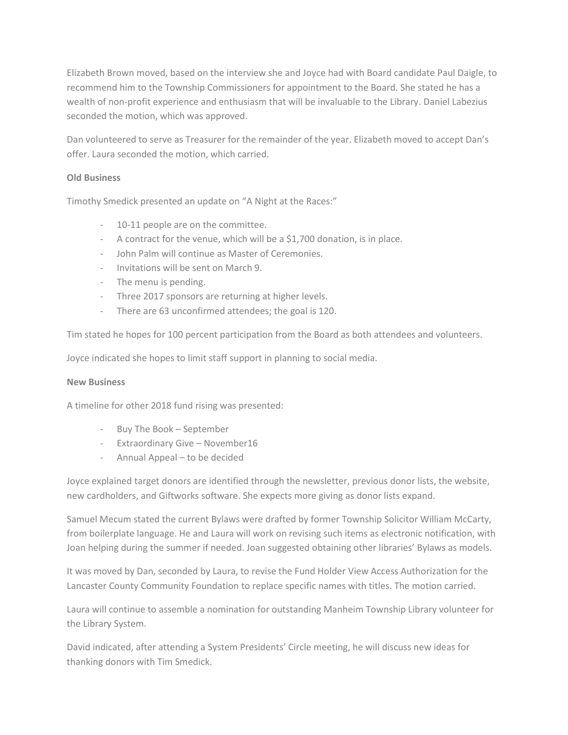Elizabeth Brown moved, based on the interview she and Joyce had with Board candidate Paul Daigle, to recommend him to the Township Commissioners for appointment to the Board. She stated he has a wealth of non-profit experience and enthusiasm that will be invaluable to the Library. Daniel Labezius seconded the motion, which was approved.

Dan volunteered to serve as Treasurer for the remainder of the year. Elizabeth moved to accept Dan's offer. Laura seconded the motion, which carried.

**Old Business**

Timothy Smedick presented an update on "A Night at the Races:"

- 10-11 people are on the committee.
- A contract for the venue, which will be a $1,700 donation, is in place.
- John Palm will continue as Master of Ceremonies.
- Invitations will be sent on March 9.
- The menu is pending.
- Three 2017 sponsors are returning at higher levels.
- There are 63 unconfirmed attendees; the goal is 120.

Tim stated he hopes for 100 percent participation from the Board as both attendees and volunteers.

Joyce indicated she hopes to limit staff support in planning to social media.

**New Business**

A timeline for other 2018 fund rising was presented:

- Buy The Book – September
- Extraordinary Give – November16
- Annual Appeal – to be decided

Joyce explained target donors are identified through the newsletter, previous donor lists, the website, new cardholders, and Giftworks software. She expects more giving as donor lists expand.

Samuel Mecum stated the current Bylaws were drafted by former Township Solicitor William McCarty, from boilerplate language. He and Laura will work on revising such items as electronic notification, with Joan helping during the summer if needed. Joan suggested obtaining other libraries' Bylaws as models.

It was moved by Dan, seconded by Laura, to revise the Fund Holder View Access Authorization for the Lancaster County Community Foundation to replace specific names with titles. The motion carried.

Laura will continue to assemble a nomination for outstanding Manheim Township Library volunteer for the Library System.

David indicated, after attending a System Presidents' Circle meeting, he will discuss new ideas for thanking donors with Tim Smedick.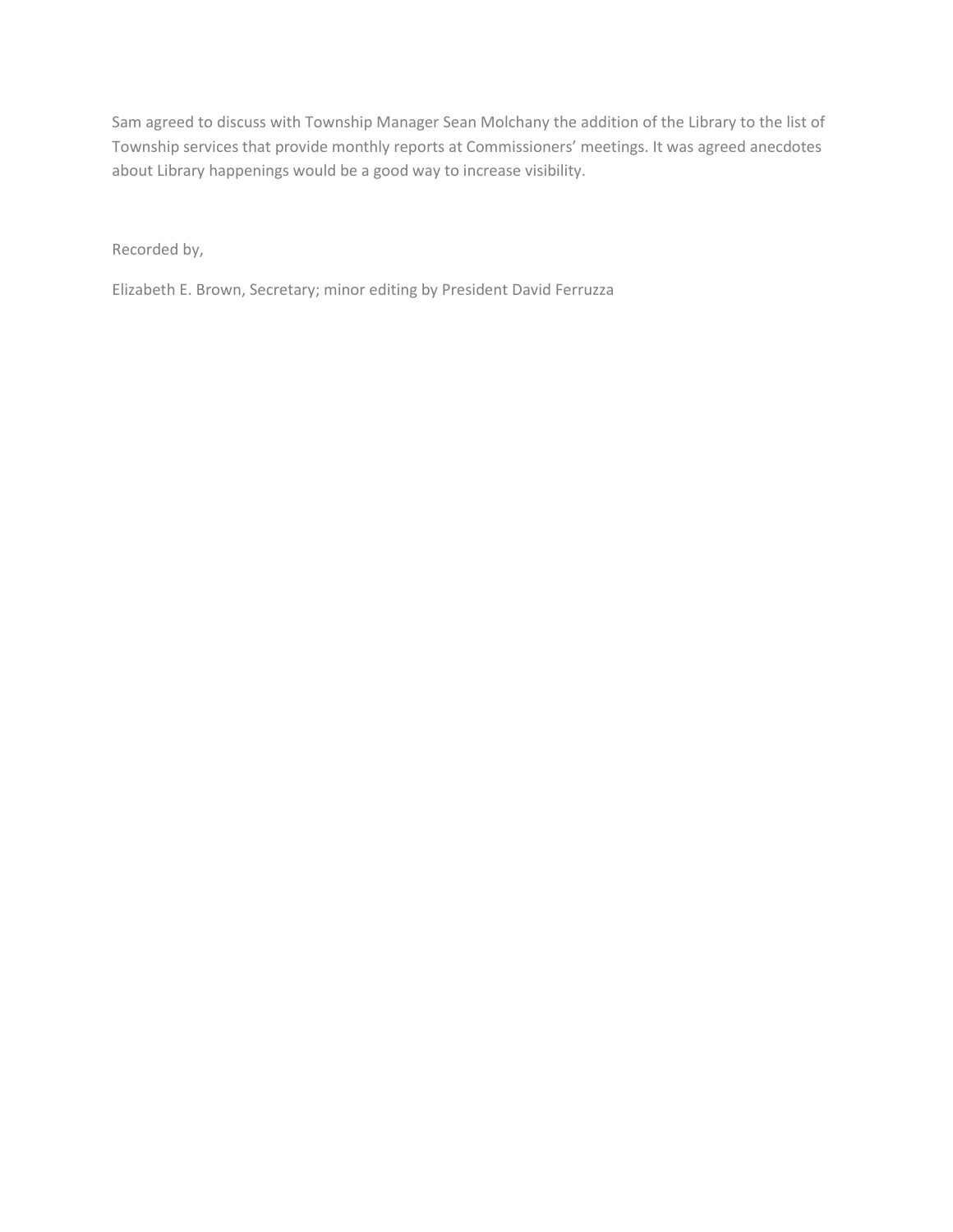Sam agreed to discuss with Township Manager Sean Molchany the addition of the Library to the list of Township services that provide monthly reports at Commissioners' meetings. It was agreed anecdotes about Library happenings would be a good way to increase visibility.

Recorded by,

Elizabeth E. Brown, Secretary; minor editing by President David Ferruzza